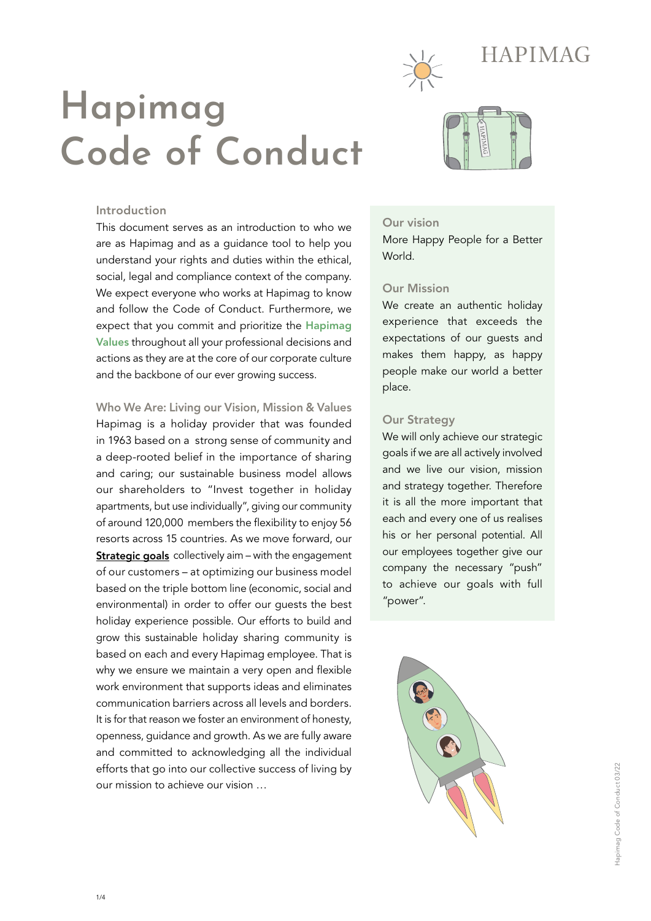# Hapimag Code of Conduct

## Introduction

This document serves as an introduction to who we are as Hapimag and as a guidance tool to help you understand your rights and duties within the ethical, social, legal and compliance context of the company. We expect everyone who works at Hapimag to know and follow the Code of Conduct. Furthermore, we expect that you commit and prioritize the **Hapimag Values** throughout all your professional decisions and actions as they are at the core of our corporate culture and the backbone of our ever growing success.

## Who We Are: Living our Vision, Mission & Values

Hapimag is a holiday provider that was founded in 1963 based on a strong sense of community and a deep-rooted belief in the importance of sharing and caring; our sustainable business model allows our shareholders to "Invest together in holiday apartments, but use individually", giving our community of around 120,000 members the flexibility to enjoy 56 resorts across 15 countries. As we move forward, our **Strategic goals** collectively aim – with the engagement of our customers – at optimizing our business model based on the triple bottom line (economic, social and environmental) in order to offer our guests the best holiday experience possible. Our efforts to build and grow this sustainable holiday sharing community is based on each and every Hapimag employee. That is why we ensure we maintain a very open and flexible work environment that supports ideas and eliminates communication barriers across all levels and borders. It is for that reason we foster an environment of honesty, openness, guidance and growth. As we are fully aware and committed to acknowledging all the individual efforts that go into our collective success of living by our mission to achieve our vision …

### Our vision

More Happy People for a Better World.

### Our Mission

We create an authentic holiday experience that exceeds the expectations of our guests and makes them happy, as happy people make our world a better place.

### Our Strategy

We will only achieve our strategic goals if we are all actively involved and we live our vision, mission and strategy together. Therefore it is all the more important that each and every one of us realises his or her personal potential. All our employees together give our company the necessary "push" to achieve our goals with full "power".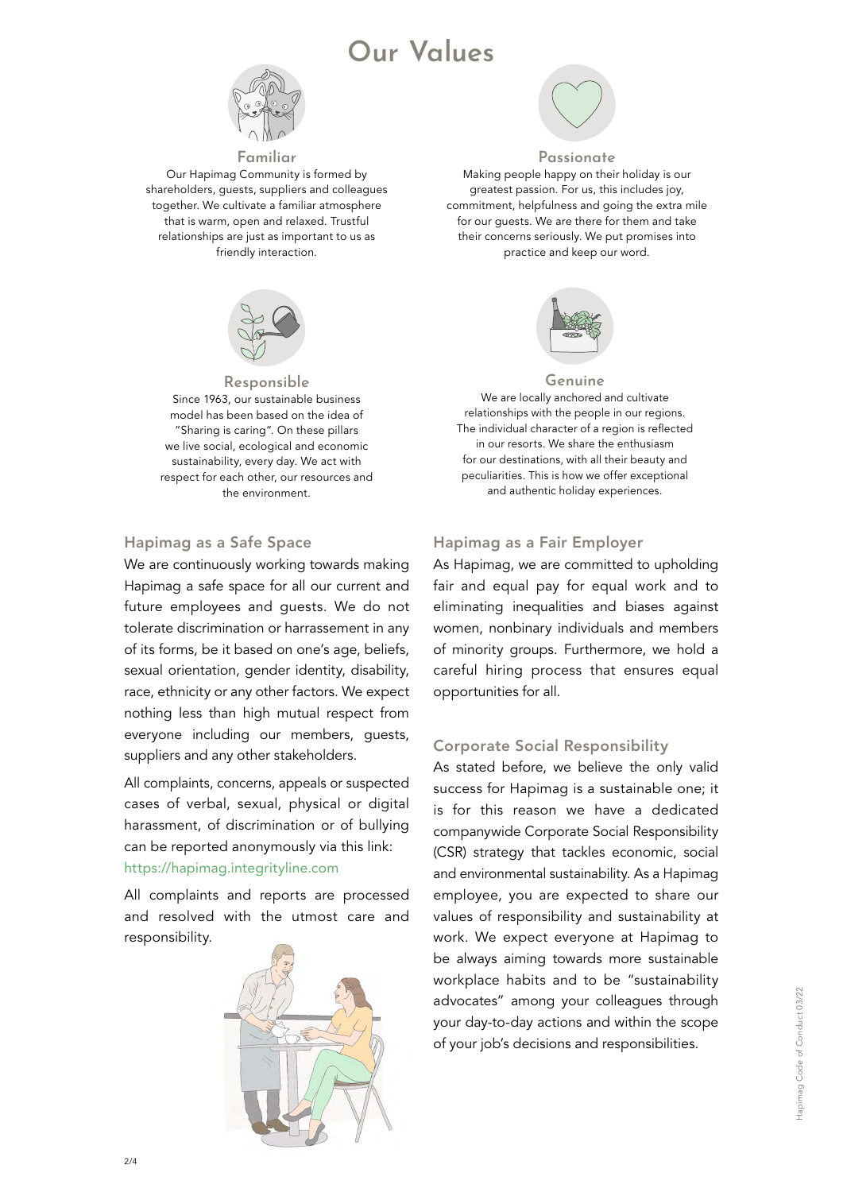# Our Values

### Familiar

Our Hapimag Community is formed by shareholders, guests, suppliers and colleagues together. We cultivate a familiar atmosphere that is warm, open and relaxed. Trustful relationships are just as important to us as friendly interaction.

### Passionate

Making people happy on their holiday is our greatest passion. For us, this includes joy, commitment, helpfulness and going the extra mile for our guests. We are there for them and take their concerns seriously. We put promises into practice and keep our word.

### Responsible

Since 1963, our sustainable business model has been based on the idea of "Sharing is caring". On these pillars we live social, ecological and economic sustainability, every day. We act with respect for each other, our resources and the environment.

### Genuine

We are locally anchored and cultivate relationships with the people in our regions. The individual character of a region is reflected in our resorts. We share the enthusiasm for our destinations, with all their beauty and peculiarities. This is how we offer exceptional and authentic holiday experiences.

## Hapimag as a Safe Space

We are continuously working towards making Hapimag a safe space for all our current and future employees and guests. We do not tolerate discrimination or harrassement in any of its forms, be it based on one's age, beliefs, sexual orientation, gender identity, disability, race, ethnicity or any other factors. We expect nothing less than high mutual respect from everyone including our members, guests, suppliers and any other stakeholders.

All complaints, concerns, appeals or suspected cases of verbal, sexual, physical or digital harassment, of discrimination or of bullying can be reported anonymously via this link: https://hapimag.integrityline.com

All complaints and reports are processed and resolved with the utmost care and responsibility.

## Hapimag as a Fair Employer

As Hapimag, we are committed to upholding fair and equal pay for equal work and to eliminating inequalities and biases against women, nonbinary individuals and members of minority groups. Furthermore, we hold a careful hiring process that ensures equal opportunities for all.

## Corporate Social Responsibility

As stated before, we believe the only valid success for Hapimag is a sustainable one; it is for this reason we have a dedicated companywide Corporate Social Responsibility (CSR) strategy that tackles economic, social and environmental sustainability. As a Hapimag employee, you are expected to share our values of responsibility and sustainability at work. We expect everyone at Hapimag to be always aiming towards more sustainable workplace habits and to be "sustainability advocates" among your colleagues through your day-to-day actions and within the scope of your job's decisions and responsibilities.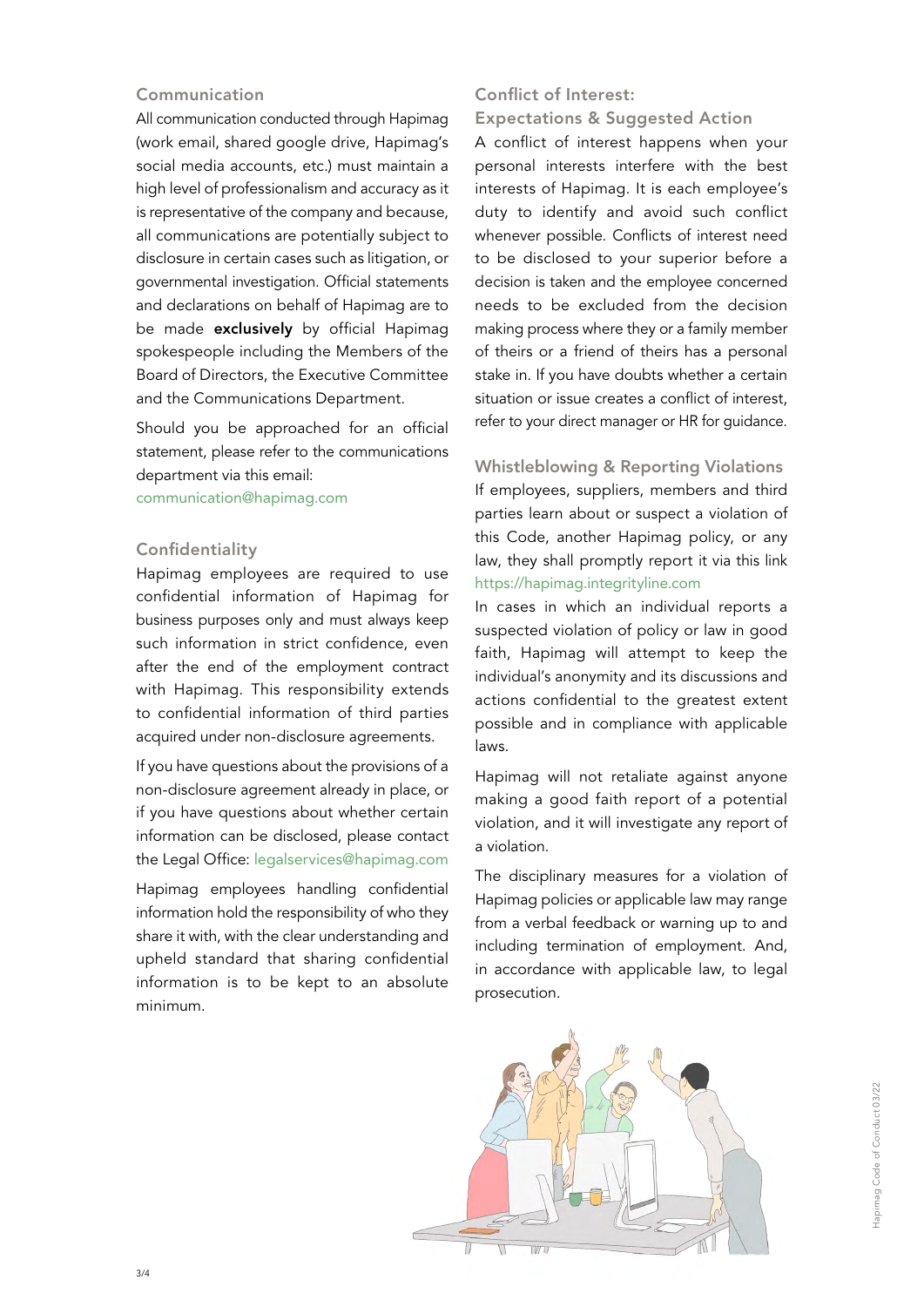## Communication

All communication conducted through Hapimag (work email, shared google drive, Hapimag's social media accounts, etc.) must maintain a high level of professionalism and accuracy as it is representative of the company and because, all communications are potentially subject to disclosure in certain cases such as litigation, or governmental investigation. Official statements and declarations on behalf of Hapimag are to be made **exclusively** by official Hapimag spokespeople including the Members of the Board of Directors, the Executive Committee and the Communications Department.

Should you be approached for an official statement, please refer to the communications department via this email:
communication@hapimag.com

## Confidentiality

Hapimag employees are required to use confidential information of Hapimag for business purposes only and must always keep such information in strict confidence, even after the end of the employment contract with Hapimag. This responsibility extends to confidential information of third parties acquired under non-disclosure agreements.

If you have questions about the provisions of a non-disclosure agreement already in place, or if you have questions about whether certain information can be disclosed, please contact the Legal Office: legalservices@hapimag.com

Hapimag employees handling confidential information hold the responsibility of who they share it with, with the clear understanding and upheld standard that sharing confidential information is to be kept to an absolute minimum.

## Conflict of Interest: Expectations & Suggested Action

A conflict of interest happens when your personal interests interfere with the best interests of Hapimag. It is each employee's duty to identify and avoid such conflict whenever possible. Conflicts of interest need to be disclosed to your superior before a decision is taken and the employee concerned needs to be excluded from the decision making process where they or a family member of theirs or a friend of theirs has a personal stake in. If you have doubts whether a certain situation or issue creates a conflict of interest, refer to your direct manager or HR for guidance.

## Whistleblowing & Reporting Violations

If employees, suppliers, members and third parties learn about or suspect a violation of this Code, another Hapimag policy, or any law, they shall promptly report it via this link https://hapimag.integrityline.com

In cases in which an individual reports a suspected violation of policy or law in good faith, Hapimag will attempt to keep the individual's anonymity and its discussions and actions confidential to the greatest extent possible and in compliance with applicable laws.

Hapimag will not retaliate against anyone making a good faith report of a potential violation, and it will investigate any report of a violation.

The disciplinary measures for a violation of Hapimag policies or applicable law may range from a verbal feedback or warning up to and including termination of employment. And, in accordance with applicable law, to legal prosecution.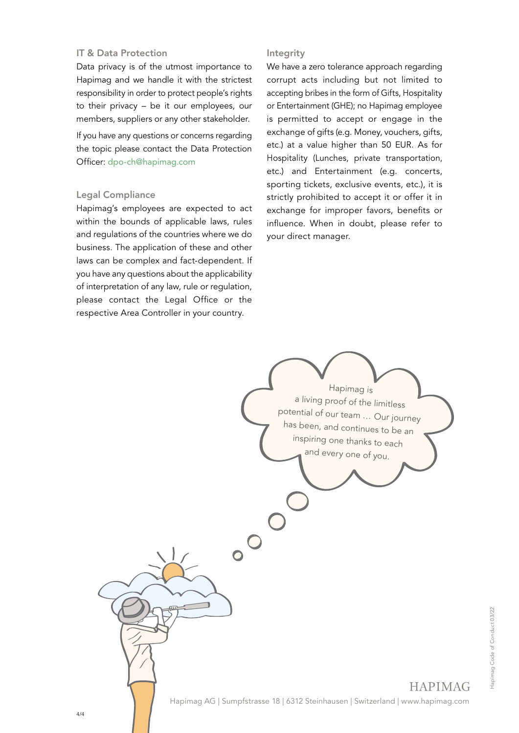### IT & Data Protection

Data privacy is of the utmost importance to Hapimag and we handle it with the strictest responsibility in order to protect people's rights to their privacy – be it our employees, our members, suppliers or any other stakeholder.

If you have any questions or concerns regarding the topic please contact the Data Protection Officer: dpo-ch@hapimag.com

### Legal Compliance

Hapimag's employees are expected to act within the bounds of applicable laws, rules and regulations of the countries where we do business. The application of these and other laws can be complex and fact-dependent. If you have any questions about the applicability of interpretation of any law, rule or regulation, please contact the Legal Office or the respective Area Controller in your country.

### Integrity

We have a zero tolerance approach regarding corrupt acts including but not limited to accepting bribes in the form of Gifts, Hospitality or Entertainment (GHE); no Hapimag employee is permitted to accept or engage in the exchange of gifts (e.g. Money, vouchers, gifts, etc.) at a value higher than 50 EUR. As for Hospitality (Lunches, private transportation, etc.) and Entertainment (e.g. concerts, sporting tickets, exclusive events, etc.), it is strictly prohibited to accept it or offer it in exchange for improper favors, benefits or influence. When in doubt, please refer to your direct manager.

Hapimag is a living proof of the limitless potential of our team … Our journey has been, and continues to be an inspiring one thanks to each and every one of you.

HAPIMAG

Hapimag AG | Sumpfstrasse 18 | 6312 Steinhausen | Switzerland | www.hapimag.com